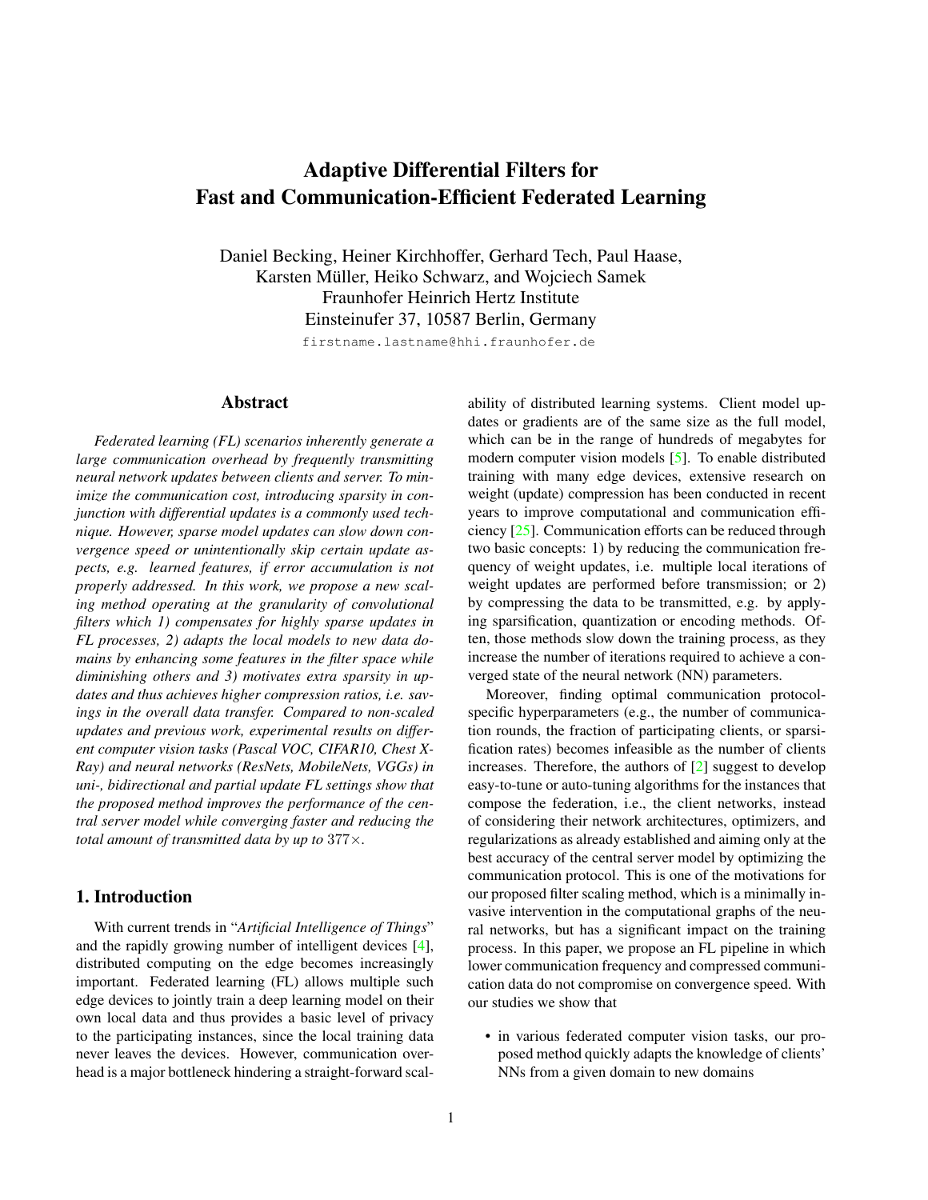# Adaptive Differential Filters for Fast and Communication-Efficient Federated Learning

Daniel Becking, Heiner Kirchhoffer, Gerhard Tech, Paul Haase, Karsten Müller, Heiko Schwarz, and Wojciech Samek
Fraunhofer Heinrich Hertz Institute
Einsteinufer 37, 10587 Berlin, Germany
firstname.lastname@hhi.fraunhofer.de

## Abstract

*Federated learning (FL) scenarios inherently generate a large communication overhead by frequently transmitting neural network updates between clients and server. To minimize the communication cost, introducing sparsity in conjunction with differential updates is a commonly used technique. However, sparse model updates can slow down convergence speed or unintentionally skip certain update aspects, e.g. learned features, if error accumulation is not properly addressed. In this work, we propose a new scaling method operating at the granularity of convolutional filters which 1) compensates for highly sparse updates in FL processes, 2) adapts the local models to new data domains by enhancing some features in the filter space while diminishing others and 3) motivates extra sparsity in updates and thus achieves higher compression ratios, i.e. savings in the overall data transfer. Compared to non-scaled updates and previous work, experimental results on different computer vision tasks (Pascal VOC, CIFAR10, Chest X-Ray) and neural networks (ResNets, MobileNets, VGGs) in uni-, bidirectional and partial update FL settings show that the proposed method improves the performance of the central server model while converging faster and reducing the total amount of transmitted data by up to* $377\times$.

## 1. Introduction

With current trends in "*Artificial Intelligence of Things*" and the rapidly growing number of intelligent devices [4], distributed computing on the edge becomes increasingly important. Federated learning (FL) allows multiple such edge devices to jointly train a deep learning model on their own local data and thus provides a basic level of privacy to the participating instances, since the local training data never leaves the devices. However, communication overhead is a major bottleneck hindering a straight-forward scalability of distributed learning systems. Client model updates or gradients are of the same size as the full model, which can be in the range of hundreds of megabytes for modern computer vision models [5]. To enable distributed training with many edge devices, extensive research on weight (update) compression has been conducted in recent years to improve computational and communication efficiency [25]. Communication efforts can be reduced through two basic concepts: 1) by reducing the communication frequency of weight updates, i.e. multiple local iterations of weight updates are performed before transmission; or 2) by compressing the data to be transmitted, e.g. by applying sparsification, quantization or encoding methods. Often, those methods slow down the training process, as they increase the number of iterations required to achieve a converged state of the neural network (NN) parameters.

Moreover, finding optimal communication protocol-specific hyperparameters (e.g., the number of communication rounds, the fraction of participating clients, or sparsification rates) becomes infeasible as the number of clients increases. Therefore, the authors of [2] suggest to develop easy-to-tune or auto-tuning algorithms for the instances that compose the federation, i.e., the client networks, instead of considering their network architectures, optimizers, and regularizations as already established and aiming only at the best accuracy of the central server model by optimizing the communication protocol. This is one of the motivations for our proposed filter scaling method, which is a minimally invasive intervention in the computational graphs of the neural networks, but has a significant impact on the training process. In this paper, we propose an FL pipeline in which lower communication frequency and compressed communication data do not compromise on convergence speed. With our studies we show that

- in various federated computer vision tasks, our proposed method quickly adapts the knowledge of clients' NNs from a given domain to new domains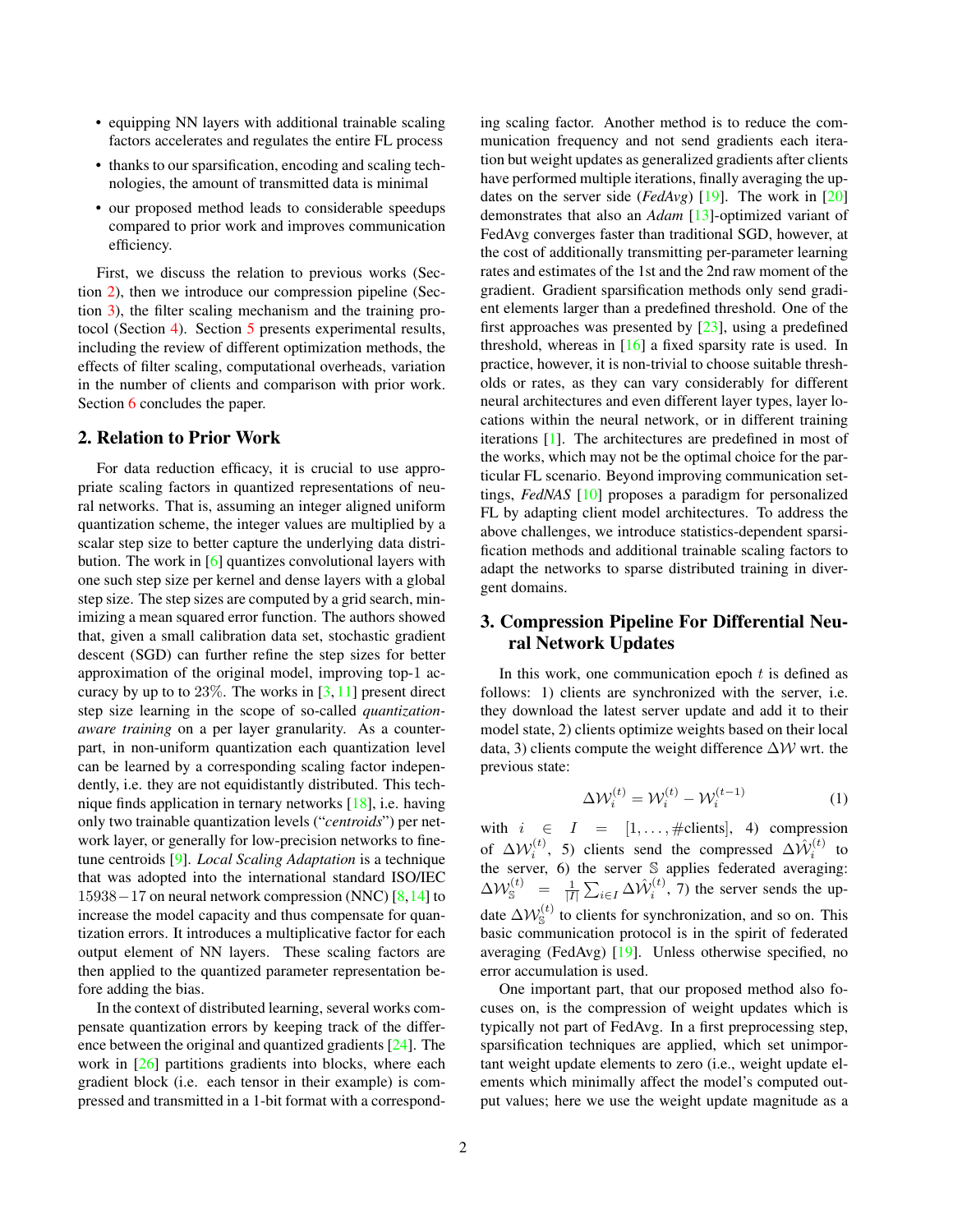- equipping NN layers with additional trainable scaling factors accelerates and regulates the entire FL process
- thanks to our sparsification, encoding and scaling technologies, the amount of transmitted data is minimal
- our proposed method leads to considerable speedups compared to prior work and improves communication efficiency.

First, we discuss the relation to previous works (Section 2), then we introduce our compression pipeline (Section 3), the filter scaling mechanism and the training protocol (Section 4). Section 5 presents experimental results, including the review of different optimization methods, the effects of filter scaling, computational overheads, variation in the number of clients and comparison with prior work. Section 6 concludes the paper.

## 2. Relation to Prior Work

For data reduction efficacy, it is crucial to use appropriate scaling factors in quantized representations of neural networks. That is, assuming an integer aligned uniform quantization scheme, the integer values are multiplied by a scalar step size to better capture the underlying data distribution. The work in [6] quantizes convolutional layers with one such step size per kernel and dense layers with a global step size. The step sizes are computed by a grid search, minimizing a mean squared error function. The authors showed that, given a small calibration data set, stochastic gradient descent (SGD) can further refine the step sizes for better approximation of the original model, improving top-1 accuracy by up to to $23\%$. The works in [3, 11] present direct step size learning in the scope of so-called *quantization-aware training* on a per layer granularity. As a counterpart, in non-uniform quantization each quantization level can be learned by a corresponding scaling factor independently, i.e. they are not equidistantly distributed. This technique finds application in ternary networks [18], i.e. having only two trainable quantization levels ("*centroids*") per network layer, or generally for low-precision networks to finetune centroids [9]. *Local Scaling Adaptation* is a technique that was adopted into the international standard ISO/IEC $15938-17$ on neural network compression (NNC) [8, 14] to increase the model capacity and thus compensate for quantization errors. It introduces a multiplicative factor for each output element of NN layers. These scaling factors are then applied to the quantized parameter representation before adding the bias.

In the context of distributed learning, several works compensate quantization errors by keeping track of the difference between the original and quantized gradients [24]. The work in [26] partitions gradients into blocks, where each gradient block (i.e. each tensor in their example) is compressed and transmitted in a 1-bit format with a corresponding scaling factor. Another method is to reduce the communication frequency and not send gradients each iteration but weight updates as generalized gradients after clients have performed multiple iterations, finally averaging the updates on the server side (*FedAvg*) [19]. The work in [20] demonstrates that also an *Adam* [13]-optimized variant of FedAvg converges faster than traditional SGD, however, at the cost of additionally transmitting per-parameter learning rates and estimates of the 1st and the 2nd raw moment of the gradient. Gradient sparsification methods only send gradient elements larger than a predefined threshold. One of the first approaches was presented by [23], using a predefined threshold, whereas in [16] a fixed sparsity rate is used. In practice, however, it is non-trivial to choose suitable thresholds or rates, as they can vary considerably for different neural architectures and even different layer types, layer locations within the neural network, or in different training iterations [1]. The architectures are predefined in most of the works, which may not be the optimal choice for the particular FL scenario. Beyond improving communication settings, *FedNAS* [10] proposes a paradigm for personalized FL by adapting client model architectures. To address the above challenges, we introduce statistics-dependent sparsification methods and additional trainable scaling factors to adapt the networks to sparse distributed training in divergent domains.

## 3. Compression Pipeline For Differential Neural Network Updates

In this work, one communication epoch $t$ is defined as follows: 1) clients are synchronized with the server, i.e. they download the latest server update and add it to their model state, 2) clients optimize weights based on their local data, 3) clients compute the weight difference $\Delta\mathcal{W}$ wrt. the previous state:

$$\Delta\mathcal{W}_i^{(t)} = \mathcal{W}_i^{(t)} - \mathcal{W}_i^{(t-1)} \tag{1}$$

with $i \in I = [1, \dots, \#\text{clients}]$, 4) compression of $\Delta\mathcal{W}_i^{(t)}$, 5) clients send the compressed $\Delta\hat{\mathcal{W}}_i^{(t)}$ to the server, 6) the server $\mathbb{S}$ applies federated averaging: $\Delta\mathcal{W}_{\mathbb{S}}^{(t)} = \frac{1}{|I|}\sum_{i\in I}\Delta\hat{\mathcal{W}}_i^{(t)}$, 7) the server sends the update $\Delta\mathcal{W}_{\mathbb{S}}^{(t)}$ to clients for synchronization, and so on. This basic communication protocol is in the spirit of federated averaging (FedAvg) [19]. Unless otherwise specified, no error accumulation is used.

One important part, that our proposed method also focuses on, is the compression of weight updates which is typically not part of FedAvg. In a first preprocessing step, sparsification techniques are applied, which set unimportant weight update elements to zero (i.e., weight update elements which minimally affect the model's computed output values; here we use the weight update magnitude as a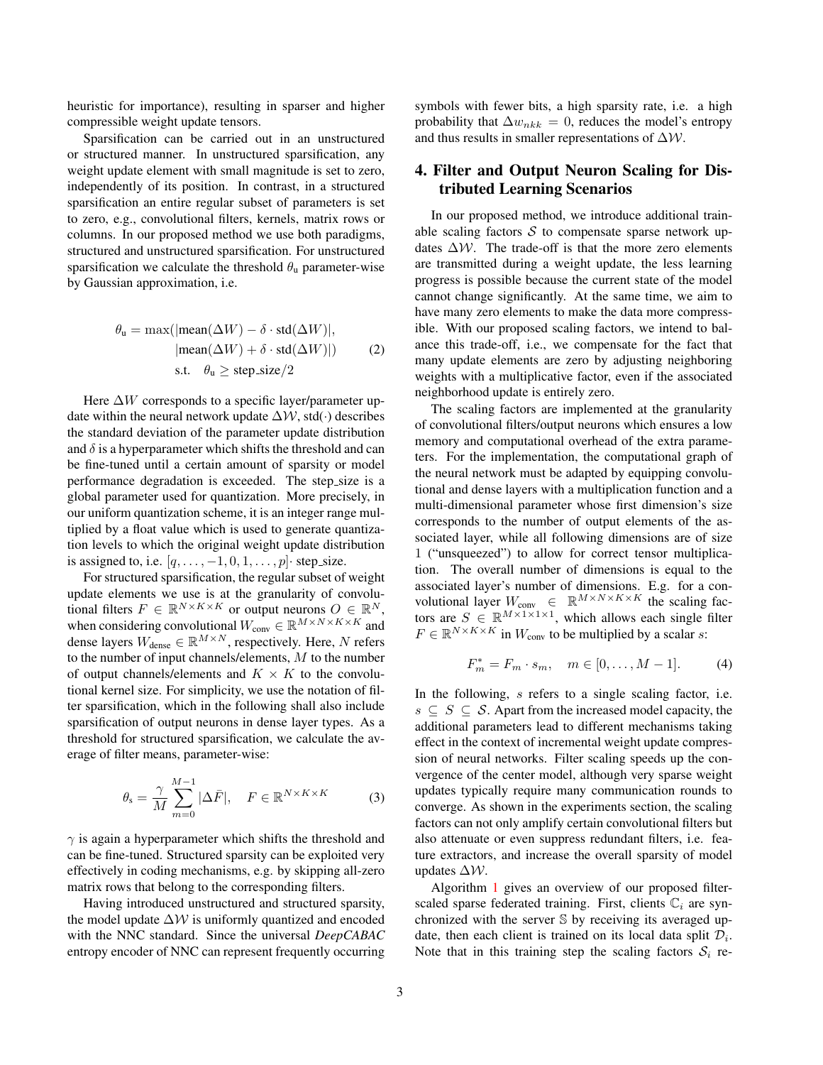heuristic for importance), resulting in sparser and higher compressible weight update tensors.

Sparsification can be carried out in an unstructured or structured manner. In unstructured sparsification, any weight update element with small magnitude is set to zero, independently of its position. In contrast, in a structured sparsification an entire regular subset of parameters is set to zero, e.g., convolutional filters, kernels, matrix rows or columns. In our proposed method we use both paradigms, structured and unstructured sparsification. For unstructured sparsification we calculate the threshold $\theta_\text{u}$ parameter-wise by Gaussian approximation, i.e.

$$\begin{aligned}\theta_\text{u} = \max(&|\text{mean}(\Delta W) - \delta \cdot \text{std}(\Delta W)|,\\ &|\text{mean}(\Delta W) + \delta \cdot \text{std}(\Delta W)|)\\ &\text{s.t.}\quad \theta_\text{u} \geq \text{step\_size}/2\end{aligned} \tag{2}$$

Here $\Delta W$ corresponds to a specific layer/parameter update within the neural network update $\Delta\mathcal{W}$, std($\cdot$) describes the standard deviation of the parameter update distribution and $\delta$ is a hyperparameter which shifts the threshold and can be fine-tuned until a certain amount of sparsity or model performance degradation is exceeded. The step_size is a global parameter used for quantization. More precisely, in our uniform quantization scheme, it is an integer range multiplied by a float value which is used to generate quantization levels to which the original weight update distribution is assigned to, i.e. $[q, \dots, -1, 0, 1, \dots, p]\cdot$ step_size.

For structured sparsification, the regular subset of weight update elements we use is at the granularity of convolutional filters $F \in \mathbb{R}^{N\times K\times K}$ or output neurons $O \in \mathbb{R}^{N}$, when considering convolutional $W_\text{conv} \in \mathbb{R}^{M\times N\times K\times K}$ and dense layers $W_\text{dense} \in \mathbb{R}^{M\times N}$, respectively. Here, $N$ refers to the number of input channels/elements, $M$ to the number of output channels/elements and $K \times K$ to the convolutional kernel size. For simplicity, we use the notation of filter sparsification, which in the following shall also include sparsification of output neurons in dense layer types. As a threshold for structured sparsification, we calculate the average of filter means, parameter-wise:

$$\theta_\text{s} = \frac{\gamma}{M}\sum_{m=0}^{M-1} |\Delta \bar{F}|, \quad F \in \mathbb{R}^{N\times K\times K} \tag{3}$$

$\gamma$ is again a hyperparameter which shifts the threshold and can be fine-tuned. Structured sparsity can be exploited very effectively in coding mechanisms, e.g. by skipping all-zero matrix rows that belong to the corresponding filters.

Having introduced unstructured and structured sparsity, the model update $\Delta\mathcal{W}$ is uniformly quantized and encoded with the NNC standard. Since the universal *DeepCABAC* entropy encoder of NNC can represent frequently occurring symbols with fewer bits, a high sparsity rate, i.e. a high probability that $\Delta w_{nkk} = 0$, reduces the model's entropy and thus results in smaller representations of $\Delta\mathcal{W}$.

## 4. Filter and Output Neuron Scaling for Distributed Learning Scenarios

In our proposed method, we introduce additional trainable scaling factors $\mathcal{S}$ to compensate sparse network updates $\Delta\mathcal{W}$. The trade-off is that the more zero elements are transmitted during a weight update, the less learning progress is possible because the current state of the model cannot change significantly. At the same time, we aim to have many zero elements to make the data more compressible. With our proposed scaling factors, we intend to balance this trade-off, i.e., we compensate for the fact that many update elements are zero by adjusting neighboring weights with a multiplicative factor, even if the associated neighborhood update is entirely zero.

The scaling factors are implemented at the granularity of convolutional filters/output neurons which ensures a low memory and computational overhead of the extra parameters. For the implementation, the computational graph of the neural network must be adapted by equipping convolutional and dense layers with a multiplication function and a multi-dimensional parameter whose first dimension's size corresponds to the number of output elements of the associated layer, while all following dimensions are of size 1 ("unsqueezed") to allow for correct tensor multiplication. The overall number of dimensions is equal to the associated layer's number of dimensions. E.g. for a convolutional layer $W_\text{conv} \in \mathbb{R}^{M\times N\times K\times K}$ the scaling factors are $S \in \mathbb{R}^{M\times 1\times 1\times 1}$, which allows each single filter $F \in \mathbb{R}^{N\times K\times K}$ in $W_\text{conv}$ to be multiplied by a scalar $s$:

$$F^*_m = F_m \cdot s_m, \quad m \in [0, \dots, M-1]. \tag{4}$$

In the following, $s$ refers to a single scaling factor, i.e. $s \subseteq S \subseteq \mathcal{S}$. Apart from the increased model capacity, the additional parameters lead to different mechanisms taking effect in the context of incremental weight update compression of neural networks. Filter scaling speeds up the convergence of the center model, although very sparse weight updates typically require many communication rounds to converge. As shown in the experiments section, the scaling factors can not only amplify certain convolutional filters but also attenuate or even suppress redundant filters, i.e. feature extractors, and increase the overall sparsity of model updates $\Delta\mathcal{W}$.

Algorithm 1 gives an overview of our proposed filter-scaled sparse federated training. First, clients $\mathbb{C}_i$ are synchronized with the server $\mathbb{S}$ by receiving its averaged update, then each client is trained on its local data split $\mathcal{D}_i$. Note that in this training step the scaling factors $\mathcal{S}_i$ re-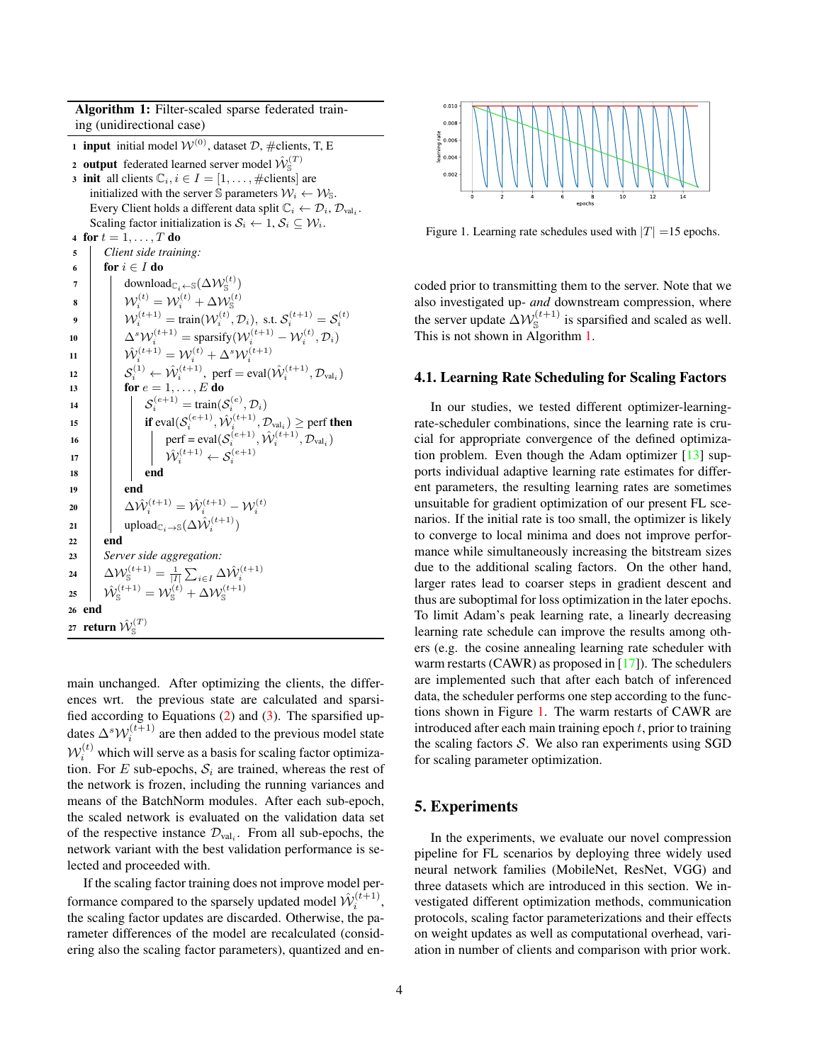**Algorithm 1:** Filter-scaled sparse federated training (unidirectional case)

```
1  input initial model W^(0), dataset D, #clients, T, E
2  output federated learned server model Ŵ_S^(T)
3  init all clients C_i, i ∈ I = [1, ..., #clients] are
     initialized with the server S parameters W_i ← W_S.
     Every Client holds a different data split C_i ← D_i, D_val_i.
     Scaling factor initialization is S_i ← 1, S_i ⊆ W_i.
4  for t = 1, ..., T do
5    Client side training:
6    for i ∈ I do
7      download_{C_i←S}(ΔW_S^(t))
8      W_i^(t) = W_i^(t) + ΔW_S^(t)
9      W_i^(t+1) = train(W_i^(t), D_i), s.t. S_i^(t+1) = S_i^(t)
10     Δ^s W_i^(t+1) = sparsify(W_i^(t+1) − W_i^(t), D_i)
11     Ŵ_i^(t+1) = W_i^(t) + Δ^s W_i^(t+1)
12     S_i^(1) ← Ŵ_i^(t+1), perf = eval(Ŵ_i^(t+1), D_val_i)
13     for e = 1, ..., E do
14       S_i^(e+1) = train(S_i^(e), D_i)
15       if eval(S_i^(e+1), Ŵ_i^(t+1), D_val_i) ≥ perf then
16         perf = eval(S_i^(e+1), Ŵ_i^(t+1), D_val_i)
17         Ŵ_i^(t+1) ← S_i^(e+1)
18       end
19     end
20     ΔŴ_i^(t+1) = Ŵ_i^(t+1) − W_i^(t)
21     upload_{C_i→S}(ΔŴ_i^(t+1))
22   end
23   Server side aggregation:
24   ΔW_S^(t+1) = 1/|I| Σ_{i∈I} ΔŴ_i^(t+1)
25   Ŵ_S^(t+1) = W_S^(t) + ΔW_S^(t+1)
26 end
27 return Ŵ_S^(T)
```

main unchanged. After optimizing the clients, the differences wrt. the previous state are calculated and sparsified according to Equations (2) and (3). The sparsified updates $\Delta^s \mathcal{W}_i^{(t+1)}$ are then added to the previous model state $\mathcal{W}_i^{(t)}$ which will serve as a basis for scaling factor optimization. For $E$ sub-epochs, $\mathcal{S}_i$ are trained, whereas the rest of the network is frozen, including the running variances and means of the BatchNorm modules. After each sub-epoch, the scaled network is evaluated on the validation data set of the respective instance $\mathcal{D}_{\text{val}_i}$. From all sub-epochs, the network variant with the best validation performance is selected and proceeded with.

If the scaling factor training does not improve model performance compared to the sparsely updated model $\hat{\mathcal{W}}_i^{(t+1)}$, the scaling factor updates are discarded. Otherwise, the parameter differences of the model are recalculated (considering also the scaling factor parameters), quantized and encoded prior to transmitting them to the server. Note that we also investigated up- *and* downstream compression, where the server update $\Delta \mathcal{W}_{\mathbb{S}}^{(t+1)}$ is sparsified and scaled as well. This is not shown in Algorithm 1.

Figure 1. Learning rate schedules used with $|T| = 15$ epochs.

## 4.1. Learning Rate Scheduling for Scaling Factors

In our studies, we tested different optimizer-learning-rate-scheduler combinations, since the learning rate is crucial for appropriate convergence of the defined optimization problem. Even though the Adam optimizer [13] supports individual adaptive learning rate estimates for different parameters, the resulting learning rates are sometimes unsuitable for gradient optimization of our present FL scenarios. If the initial rate is too small, the optimizer is likely to converge to local minima and does not improve performance while simultaneously increasing the bitstream sizes due to the additional scaling factors. On the other hand, larger rates lead to coarser steps in gradient descent and thus are suboptimal for loss optimization in the later epochs. To limit Adam's peak learning rate, a linearly decreasing learning rate schedule can improve the results among others (e.g. the cosine annealing learning rate scheduler with warm restarts (CAWR) as proposed in [17]). The schedulers are implemented such that after each batch of inferenced data, the scheduler performs one step according to the functions shown in Figure 1. The warm restarts of CAWR are introduced after each main training epoch $t$, prior to training the scaling factors $\mathcal{S}$. We also ran experiments using SGD for scaling parameter optimization.

# 5. Experiments

In the experiments, we evaluate our novel compression pipeline for FL scenarios by deploying three widely used neural network families (MobileNet, ResNet, VGG) and three datasets which are introduced in this section. We investigated different optimization methods, communication protocols, scaling factor parameterizations and their effects on weight updates as well as computational overhead, variation in number of clients and comparison with prior work.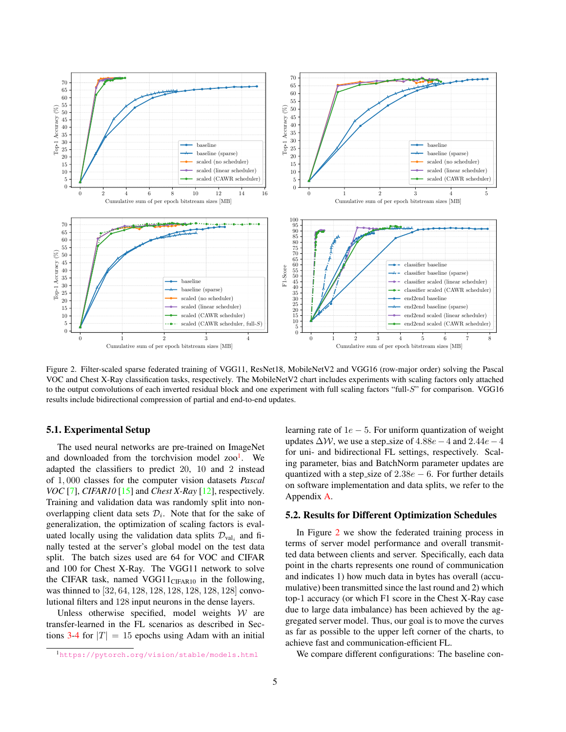Figure 2. Filter-scaled sparse federated training of VGG11, ResNet18, MobileNetV2 and VGG16 (row-major order) solving the Pascal VOC and Chest X-Ray classification tasks, respectively. The MobileNetV2 chart includes experiments with scaling factors only attached to the output convolutions of each inverted residual block and one experiment with full scaling factors "full-$S$" for comparison. VGG16 results include bidirectional compression of partial and end-to-end updates.

### 5.1. Experimental Setup

The used neural networks are pre-trained on ImageNet and downloaded from the torchvision model zoo[1]. We adapted the classifiers to predict 20, 10 and 2 instead of 1,000 classes for the computer vision datasets *Pascal VOC* [7], *CIFAR10* [15] and *Chest X-Ray* [12], respectively. Training and validation data was randomly split into non-overlapping client data sets $\mathcal{D}_i$. Note that for the sake of generalization, the optimization of scaling factors is evaluated locally using the validation data splits $\mathcal{D}_{\text{val}_i}$ and finally tested at the server's global model on the test data split. The batch sizes used are 64 for VOC and CIFAR and 100 for Chest X-Ray. The VGG11 network to solve the CIFAR task, named $\text{VGG11}_{\text{CIFAR10}}$ in the following, was thinned to $[32, 64, 128, 128, 128, 128, 128, 128]$ convolutional filters and 128 input neurons in the dense layers.

Unless otherwise specified, model weights $\mathcal{W}$ are transfer-learned in the FL scenarios as described in Sections 3-4 for $|T| = 15$ epochs using Adam with an initial learning rate of $1e-5$. For uniform quantization of weight updates $\Delta\mathcal{W}$, we use a step_size of $4.88e-4$ and $2.44e-4$ for uni- and bidirectional FL settings, respectively. Scaling parameter, bias and BatchNorm parameter updates are quantized with a step_size of $2.38e-6$. For further details on software implementation and data splits, we refer to the Appendix A.

### 5.2. Results for Different Optimization Schedules

In Figure 2 we show the federated training process in terms of server model performance and overall transmitted data between clients and server. Specifically, each data point in the charts represents one round of communication and indicates 1) how much data in bytes has overall (accumulative) been transmitted since the last round and 2) which top-1 accuracy (or which F1 score in the Chest X-Ray case due to large data imbalance) has been achieved by the aggregated server model. Thus, our goal is to move the curves as far as possible to the upper left corner of the charts, to achieve fast and communication-efficient FL.

We compare different configurations: The baseline con-

[1] https://pytorch.org/vision/stable/models.html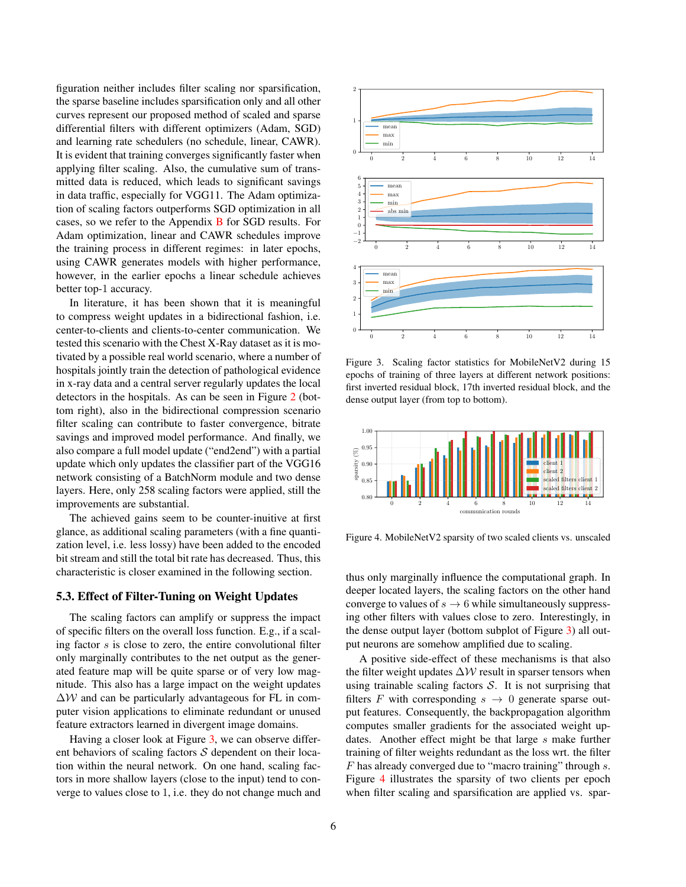figuration neither includes filter scaling nor sparsification, the sparse baseline includes sparsification only and all other curves represent our proposed method of scaled and sparse differential filters with different optimizers (Adam, SGD) and learning rate schedulers (no schedule, linear, CAWR). It is evident that training converges significantly faster when applying filter scaling. Also, the cumulative sum of transmitted data is reduced, which leads to significant savings in data traffic, especially for VGG11. The Adam optimization of scaling factors outperforms SGD optimization in all cases, so we refer to the Appendix B for SGD results. For Adam optimization, linear and CAWR schedules improve the training process in different regimes: in later epochs, using CAWR generates models with higher performance, however, in the earlier epochs a linear schedule achieves better top-1 accuracy.

In literature, it has been shown that it is meaningful to compress weight updates in a bidirectional fashion, i.e. center-to-clients and clients-to-center communication. We tested this scenario with the Chest X-Ray dataset as it is motivated by a possible real world scenario, where a number of hospitals jointly train the detection of pathological evidence in x-ray data and a central server regularly updates the local detectors in the hospitals. As can be seen in Figure 2 (bottom right), also in the bidirectional compression scenario filter scaling can contribute to faster convergence, bitrate savings and improved model performance. And finally, we also compare a full model update ("end2end") with a partial update which only updates the classifier part of the VGG16 network consisting of a BatchNorm module and two dense layers. Here, only 258 scaling factors were applied, still the improvements are substantial.

The achieved gains seem to be counter-inuitive at first glance, as additional scaling parameters (with a fine quantization level, i.e. less lossy) have been added to the encoded bit stream and still the total bit rate has decreased. Thus, this characteristic is closer examined in the following section.

## 5.3. Effect of Filter-Tuning on Weight Updates

The scaling factors can amplify or suppress the impact of specific filters on the overall loss function. E.g., if a scaling factor $s$ is close to zero, the entire convolutional filter only marginally contributes to the net output as the generated feature map will be quite sparse or of very low magnitude. This also has a large impact on the weight updates $\Delta\mathcal{W}$ and can be particularly advantageous for FL in computer vision applications to eliminate redundant or unused feature extractors learned in divergent image domains.

Having a closer look at Figure 3, we can observe different behaviors of scaling factors $\mathcal{S}$ dependent on their location within the neural network. On one hand, scaling factors in more shallow layers (close to the input) tend to converge to values close to 1, i.e. they do not change much and thus only marginally influence the computational graph. In deeper located layers, the scaling factors on the other hand converge to values of $s \rightarrow 6$ while simultaneously suppressing other filters with values close to zero. Interestingly, in the dense output layer (bottom subplot of Figure 3) all output neurons are somehow amplified due to scaling.

Figure 3. Scaling factor statistics for MobileNetV2 during 15 epochs of training of three layers at different network positions: first inverted residual block, 17th inverted residual block, and the dense output layer (from top to bottom).

Figure 4. MobileNetV2 sparsity of two scaled clients vs. unscaled

A positive side-effect of these mechanisms is that also the filter weight updates $\Delta\mathcal{W}$ result in sparser tensors when using trainable scaling factors $\mathcal{S}$. It is not surprising that filters $F$ with corresponding $s \rightarrow 0$ generate sparse output features. Consequently, the backpropagation algorithm computes smaller gradients for the associated weight updates. Another effect might be that large $s$ make further training of filter weights redundant as the loss wrt. the filter $F$ has already converged due to "macro training" through $s$. Figure 4 illustrates the sparsity of two clients per epoch when filter scaling and sparsification are applied vs. spar-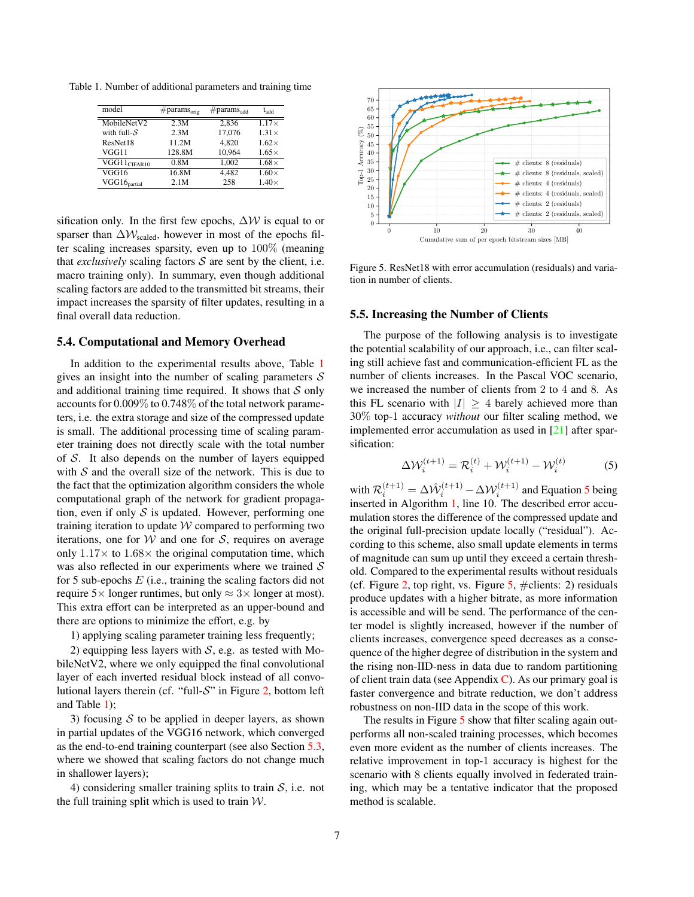Table 1. Number of additional parameters and training time

| model | #params$_{\text{orig}}$ | #params$_{\text{add}}$ | t$_{\text{add}}$ |
|---|---|---|---|
| MobileNetV2 | 2.3M | 2,836 | 1.17× |
| with full-$\mathcal{S}$ | 2.3M | 17,076 | 1.31× |
| ResNet18 | 11.2M | 4,820 | 1.62× |
| VGG11 | 128.8M | 10,964 | 1.65× |
| VGG11$_{\text{CIFAR10}}$ | 0.8M | 1,002 | 1.68× |
| VGG16 | 16.8M | 4,482 | 1.60× |
| VGG16$_{\text{partial}}$ | 2.1M | 258 | 1.40× |

sification only. In the first few epochs, $\Delta\mathcal{W}$ is equal to or sparser than $\Delta\mathcal{W}_{\text{scaled}}$, however in most of the epochs filter scaling increases sparsity, even up to 100% (meaning that *exclusively* scaling factors $\mathcal{S}$ are sent by the client, i.e. macro training only). In summary, even though additional scaling factors are added to the transmitted bit streams, their impact increases the sparsity of filter updates, resulting in a final overall data reduction.

### 5.4. Computational and Memory Overhead

In addition to the experimental results above, Table 1 gives an insight into the number of scaling parameters $\mathcal{S}$ and additional training time required. It shows that $\mathcal{S}$ only accounts for 0.009% to 0.748% of the total network parameters, i.e. the extra storage and size of the compressed update is small. The additional processing time of scaling parameter training does not directly scale with the total number of $\mathcal{S}$. It also depends on the number of layers equipped with $\mathcal{S}$ and the overall size of the network. This is due to the fact that the optimization algorithm considers the whole computational graph of the network for gradient propagation, even if only $\mathcal{S}$ is updated. However, performing one training iteration to update $\mathcal{W}$ compared to performing two iterations, one for $\mathcal{W}$ and one for $\mathcal{S}$, requires on average only 1.17× to 1.68× the original computation time, which was also reflected in our experiments where we trained $\mathcal{S}$ for 5 sub-epochs $E$ (i.e., training the scaling factors did not require 5× longer runtimes, but only ≈ 3× longer at most). This extra effort can be interpreted as an upper-bound and there are options to minimize the effort, e.g. by

1) applying scaling parameter training less frequently;

2) equipping less layers with $\mathcal{S}$, e.g. as tested with MobileNetV2, where we only equipped the final convolutional layer of each inverted residual block instead of all convolutional layers therein (cf. "full-$\mathcal{S}$" in Figure 2, bottom left and Table 1);

3) focusing $\mathcal{S}$ to be applied in deeper layers, as shown in partial updates of the VGG16 network, which converged as the end-to-end training counterpart (see also Section 5.3, where we showed that scaling factors do not change much in shallower layers);

4) considering smaller training splits to train $\mathcal{S}$, i.e. not the full training split which is used to train $\mathcal{W}$.

Figure 5. ResNet18 with error accumulation (residuals) and variation in number of clients.

### 5.5. Increasing the Number of Clients

The purpose of the following analysis is to investigate the potential scalability of our approach, i.e., can filter scaling still achieve fast and communication-efficient FL as the number of clients increases. In the Pascal VOC scenario, we increased the number of clients from 2 to 4 and 8. As this FL scenario with $|I| \geq 4$ barely achieved more than 30% top-1 accuracy *without* our filter scaling method, we implemented error accumulation as used in [21] after sparsification:

$$\Delta\mathcal{W}_i^{(t+1)} = \mathcal{R}_i^{(t)} + \mathcal{W}_i^{(t+1)} - \mathcal{W}_i^{(t)} \tag{5}$$

with $\mathcal{R}_i^{(t+1)} = \Delta\hat{\mathcal{W}}_i^{(t+1)} - \Delta\mathcal{W}_i^{(t+1)}$ and Equation 5 being inserted in Algorithm 1, line 10. The described error accumulation stores the difference of the compressed update and the original full-precision update locally ("residual"). According to this scheme, also small update elements in terms of magnitude can sum up until they exceed a certain threshold. Compared to the experimental results without residuals (cf. Figure 2, top right, vs. Figure 5, #clients: 2) residuals produce updates with a higher bitrate, as more information is accessible and will be send. The performance of the center model is slightly increased, however if the number of clients increases, convergence speed decreases as a consequence of the higher degree of distribution in the system and the rising non-IID-ness in data due to random partitioning of client train data (see Appendix C). As our primary goal is faster convergence and bitrate reduction, we don't address robustness on non-IID data in the scope of this work.

The results in Figure 5 show that filter scaling again outperforms all non-scaled training processes, which becomes even more evident as the number of clients increases. The relative improvement in top-1 accuracy is highest for the scenario with 8 clients equally involved in federated training, which may be a tentative indicator that the proposed method is scalable.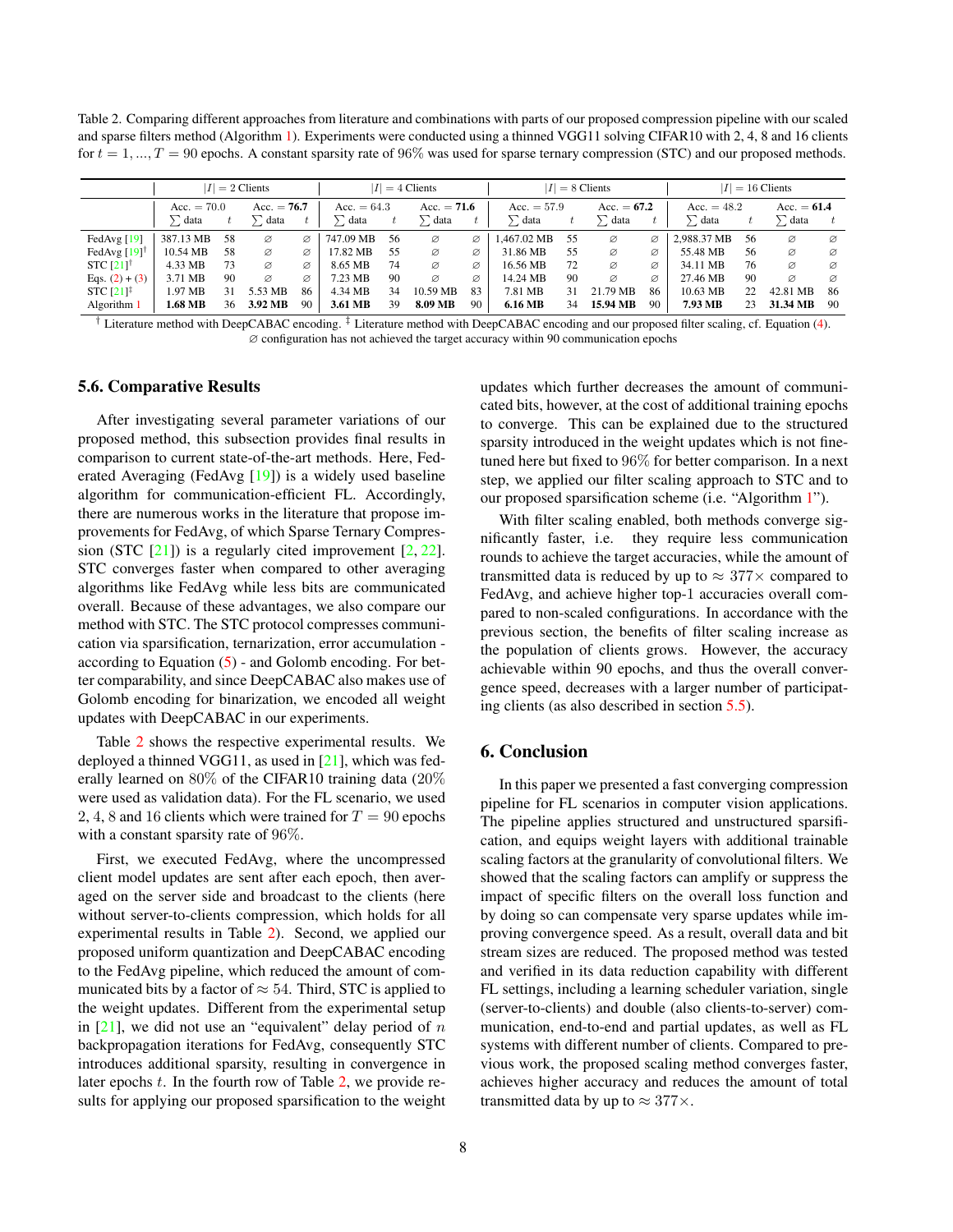Table 2. Comparing different approaches from literature and combinations with parts of our proposed compression pipeline with our scaled and sparse filters method (Algorithm 1). Experiments were conducted using a thinned VGG11 solving CIFAR10 with 2, 4, 8 and 16 clients for $t = 1, ..., T = 90$ epochs. A constant sparsity rate of 96% was used for sparse ternary compression (STC) and our proposed methods.

| | $\lvert I\rvert = 2$ Clients | | | | $\lvert I\rvert = 4$ Clients | | | | $\lvert I\rvert = 8$ Clients | | | | $\lvert I\rvert = 16$ Clients | | | |
|---|---|---|---|---|---|---|---|---|---|---|---|---|---|---|---|---|
| | Acc. $= 70.0$ | | Acc. $=$ **76.7** | | Acc. $= 64.3$ | | Acc. $=$ **71.6** | | Acc. $= 57.9$ | | Acc. $=$ **67.2** | | Acc. $= 48.2$ | | Acc. $=$ **61.4** | |
| | $\sum$ data | $t$ | $\sum$ data | $t$ | $\sum$ data | $t$ | $\sum$ data | $t$ | $\sum$ data | $t$ | $\sum$ data | $t$ | $\sum$ data | $t$ | $\sum$ data | $t$ |
| FedAvg [19] | 387.13 MB | 58 | ∅ | ∅ | 747.09 MB | 56 | ∅ | ∅ | 1,467.02 MB | 55 | ∅ | ∅ | 2,988.37 MB | 56 | ∅ | ∅ |
| FedAvg [19]† | 10.54 MB | 58 | ∅ | ∅ | 17.82 MB | 55 | ∅ | ∅ | 31.86 MB | 55 | ∅ | ∅ | 55.48 MB | 56 | ∅ | ∅ |
| STC [21]† | 4.33 MB | 73 | ∅ | ∅ | 8.65 MB | 74 | ∅ | ∅ | 16.56 MB | 72 | ∅ | ∅ | 34.11 MB | 76 | ∅ | ∅ |
| Eqs. (2) + (3) | 3.71 MB | 90 | ∅ | ∅ | 7.23 MB | 90 | ∅ | ∅ | 14.24 MB | 90 | ∅ | ∅ | 27.46 MB | 90 | ∅ | ∅ |
| STC [21]‡ | 1.97 MB | 31 | 5.53 MB | 86 | 4.34 MB | 34 | 10.59 MB | 83 | 7.81 MB | 31 | 21.79 MB | 86 | 10.63 MB | 22 | 42.81 MB | 86 |
| Algorithm 1 | **1.68 MB** | 36 | **3.92 MB** | 90 | **3.61 MB** | 39 | **8.09 MB** | 90 | **6.16 MB** | 34 | **15.94 MB** | 90 | **7.93 MB** | 23 | **31.34 MB** | 90 |

† Literature method with DeepCABAC encoding. ‡ Literature method with DeepCABAC encoding and our proposed filter scaling, cf. Equation (4).
∅ configuration has not achieved the target accuracy within 90 communication epochs

### 5.6. Comparative Results

After investigating several parameter variations of our proposed method, this subsection provides final results in comparison to current state-of-the-art methods. Here, Federated Averaging (FedAvg [19]) is a widely used baseline algorithm for communication-efficient FL. Accordingly, there are numerous works in the literature that propose improvements for FedAvg, of which Sparse Ternary Compression (STC [21]) is a regularly cited improvement [2, 22]. STC converges faster when compared to other averaging algorithms like FedAvg while less bits are communicated overall. Because of these advantages, we also compare our method with STC. The STC protocol compresses communication via sparsification, ternarization, error accumulation - according to Equation (5) - and Golomb encoding. For better comparability, and since DeepCABAC also makes use of Golomb encoding for binarization, we encoded all weight updates with DeepCABAC in our experiments.

Table 2 shows the respective experimental results. We deployed a thinned VGG11, as used in [21], which was federally learned on 80% of the CIFAR10 training data (20% were used as validation data). For the FL scenario, we used 2, 4, 8 and 16 clients which were trained for $T = 90$ epochs with a constant sparsity rate of 96%.

First, we executed FedAvg, where the uncompressed client model updates are sent after each epoch, then averaged on the server side and broadcast to the clients (here without server-to-clients compression, which holds for all experimental results in Table 2). Second, we applied our proposed uniform quantization and DeepCABAC encoding to the FedAvg pipeline, which reduced the amount of communicated bits by a factor of $\approx 54$. Third, STC is applied to the weight updates. Different from the experimental setup in [21], we did not use an "equivalent" delay period of $n$ backpropagation iterations for FedAvg, consequently STC introduces additional sparsity, resulting in convergence in later epochs $t$. In the fourth row of Table 2, we provide results for applying our proposed sparsification to the weight updates which further decreases the amount of communicated bits, however, at the cost of additional training epochs to converge. This can be explained due to the structured sparsity introduced in the weight updates which is not finetuned here but fixed to 96% for better comparison. In a next step, we applied our filter scaling approach to STC and to our proposed sparsification scheme (i.e. "Algorithm 1").

With filter scaling enabled, both methods converge significantly faster, i.e. they require less communication rounds to achieve the target accuracies, while the amount of transmitted data is reduced by up to $\approx 377\times$ compared to FedAvg, and achieve higher top-1 accuracies overall compared to non-scaled configurations. In accordance with the previous section, the benefits of filter scaling increase as the population of clients grows. However, the accuracy achievable within 90 epochs, and thus the overall convergence speed, decreases with a larger number of participating clients (as also described in section 5.5).

## 6. Conclusion

In this paper we presented a fast converging compression pipeline for FL scenarios in computer vision applications. The pipeline applies structured and unstructured sparsification, and equips weight layers with additional trainable scaling factors at the granularity of convolutional filters. We showed that the scaling factors can amplify or suppress the impact of specific filters on the overall loss function and by doing so can compensate very sparse updates while improving convergence speed. As a result, overall data and bit stream sizes are reduced. The proposed method was tested and verified in its data reduction capability with different FL settings, including a learning scheduler variation, single (server-to-clients) and double (also clients-to-server) communication, end-to-end and partial updates, as well as FL systems with different number of clients. Compared to previous work, the proposed scaling method converges faster, achieves higher accuracy and reduces the amount of total transmitted data by up to $\approx 377\times$.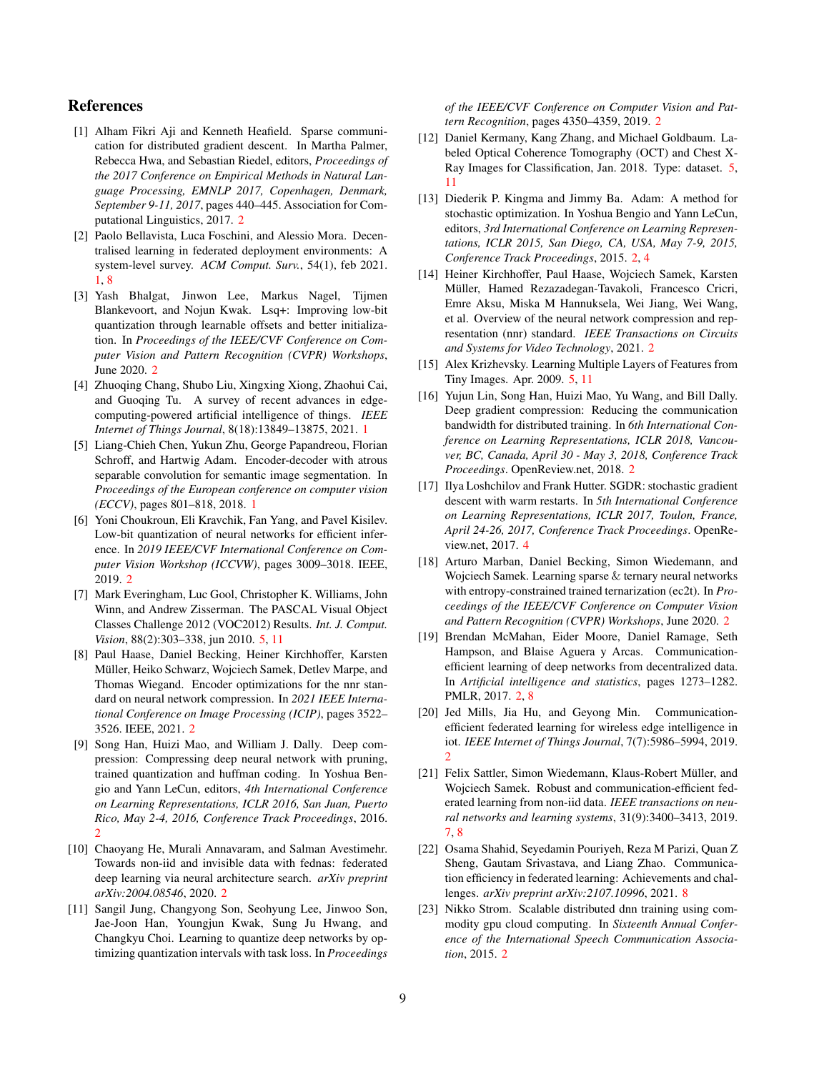# References

[1] Alham Fikri Aji and Kenneth Heafield. Sparse communication for distributed gradient descent. In Martha Palmer, Rebecca Hwa, and Sebastian Riedel, editors, *Proceedings of the 2017 Conference on Empirical Methods in Natural Language Processing, EMNLP 2017, Copenhagen, Denmark, September 9-11, 2017*, pages 440–445. Association for Computational Linguistics, 2017. 2

[2] Paolo Bellavista, Luca Foschini, and Alessio Mora. Decentralised learning in federated deployment environments: A system-level survey. *ACM Comput. Surv.*, 54(1), feb 2021. 1, 8

[3] Yash Bhalgat, Jinwon Lee, Markus Nagel, Tijmen Blankevoort, and Nojun Kwak. Lsq+: Improving low-bit quantization through learnable offsets and better initialization. In *Proceedings of the IEEE/CVF Conference on Computer Vision and Pattern Recognition (CVPR) Workshops*, June 2020. 2

[4] Zhuoqing Chang, Shubo Liu, Xingxing Xiong, Zhaohui Cai, and Guoqing Tu. A survey of recent advances in edge-computing-powered artificial intelligence of things. *IEEE Internet of Things Journal*, 8(18):13849–13875, 2021. 1

[5] Liang-Chieh Chen, Yukun Zhu, George Papandreou, Florian Schroff, and Hartwig Adam. Encoder-decoder with atrous separable convolution for semantic image segmentation. In *Proceedings of the European conference on computer vision (ECCV)*, pages 801–818, 2018. 1

[6] Yoni Choukroun, Eli Kravchik, Fan Yang, and Pavel Kisilev. Low-bit quantization of neural networks for efficient inference. In *2019 IEEE/CVF International Conference on Computer Vision Workshop (ICCVW)*, pages 3009–3018. IEEE, 2019. 2

[7] Mark Everingham, Luc Gool, Christopher K. Williams, John Winn, and Andrew Zisserman. The PASCAL Visual Object Classes Challenge 2012 (VOC2012) Results. *Int. J. Comput. Vision*, 88(2):303–338, jun 2010. 5, 11

[8] Paul Haase, Daniel Becking, Heiner Kirchhoffer, Karsten Müller, Heiko Schwarz, Wojciech Samek, Detlev Marpe, and Thomas Wiegand. Encoder optimizations for the nnr standard on neural network compression. In *2021 IEEE International Conference on Image Processing (ICIP)*, pages 3522–3526. IEEE, 2021. 2

[9] Song Han, Huizi Mao, and William J. Dally. Deep compression: Compressing deep neural network with pruning, trained quantization and huffman coding. In Yoshua Bengio and Yann LeCun, editors, *4th International Conference on Learning Representations, ICLR 2016, San Juan, Puerto Rico, May 2-4, 2016, Conference Track Proceedings*, 2016. 2

[10] Chaoyang He, Murali Annavaram, and Salman Avestimehr. Towards non-iid and invisible data with fednas: federated deep learning via neural architecture search. *arXiv preprint arXiv:2004.08546*, 2020. 2

[11] Sangil Jung, Changyong Son, Seohyung Lee, Jinwoo Son, Jae-Joon Han, Youngjun Kwak, Sung Ju Hwang, and Changkyu Choi. Learning to quantize deep networks by optimizing quantization intervals with task loss. In *Proceedings of the IEEE/CVF Conference on Computer Vision and Pattern Recognition*, pages 4350–4359, 2019. 2

[12] Daniel Kermany, Kang Zhang, and Michael Goldbaum. Labeled Optical Coherence Tomography (OCT) and Chest X-Ray Images for Classification, Jan. 2018. Type: dataset. 5, 11

[13] Diederik P. Kingma and Jimmy Ba. Adam: A method for stochastic optimization. In Yoshua Bengio and Yann LeCun, editors, *3rd International Conference on Learning Representations, ICLR 2015, San Diego, CA, USA, May 7-9, 2015, Conference Track Proceedings*, 2015. 2, 4

[14] Heiner Kirchhoffer, Paul Haase, Wojciech Samek, Karsten Müller, Hamed Rezazadegan-Tavakoli, Francesco Cricri, Emre Aksu, Miska M Hannuksela, Wei Jiang, Wei Wang, et al. Overview of the neural network compression and representation (nnr) standard. *IEEE Transactions on Circuits and Systems for Video Technology*, 2021. 2

[15] Alex Krizhevsky. Learning Multiple Layers of Features from Tiny Images. Apr. 2009. 5, 11

[16] Yujun Lin, Song Han, Huizi Mao, Yu Wang, and Bill Dally. Deep gradient compression: Reducing the communication bandwidth for distributed training. In *6th International Conference on Learning Representations, ICLR 2018, Vancouver, BC, Canada, April 30 - May 3, 2018, Conference Track Proceedings*. OpenReview.net, 2018. 2

[17] Ilya Loshchilov and Frank Hutter. SGDR: stochastic gradient descent with warm restarts. In *5th International Conference on Learning Representations, ICLR 2017, Toulon, France, April 24-26, 2017, Conference Track Proceedings*. OpenReview.net, 2017. 4

[18] Arturo Marban, Daniel Becking, Simon Wiedemann, and Wojciech Samek. Learning sparse & ternary neural networks with entropy-constrained trained ternarization (ec2t). In *Proceedings of the IEEE/CVF Conference on Computer Vision and Pattern Recognition (CVPR) Workshops*, June 2020. 2

[19] Brendan McMahan, Eider Moore, Daniel Ramage, Seth Hampson, and Blaise Aguera y Arcas. Communication-efficient learning of deep networks from decentralized data. In *Artificial intelligence and statistics*, pages 1273–1282. PMLR, 2017. 2, 8

[20] Jed Mills, Jia Hu, and Geyong Min. Communication-efficient federated learning for wireless edge intelligence in iot. *IEEE Internet of Things Journal*, 7(7):5986–5994, 2019. 2

[21] Felix Sattler, Simon Wiedemann, Klaus-Robert Müller, and Wojciech Samek. Robust and communication-efficient federated learning from non-iid data. *IEEE transactions on neural networks and learning systems*, 31(9):3400–3413, 2019. 7, 8

[22] Osama Shahid, Seyedamin Pouriyeh, Reza M Parizi, Quan Z Sheng, Gautam Srivastava, and Liang Zhao. Communication efficiency in federated learning: Achievements and challenges. *arXiv preprint arXiv:2107.10996*, 2021. 8

[23] Nikko Strom. Scalable distributed dnn training using commodity gpu cloud computing. In *Sixteenth Annual Conference of the International Speech Communication Association*, 2015. 2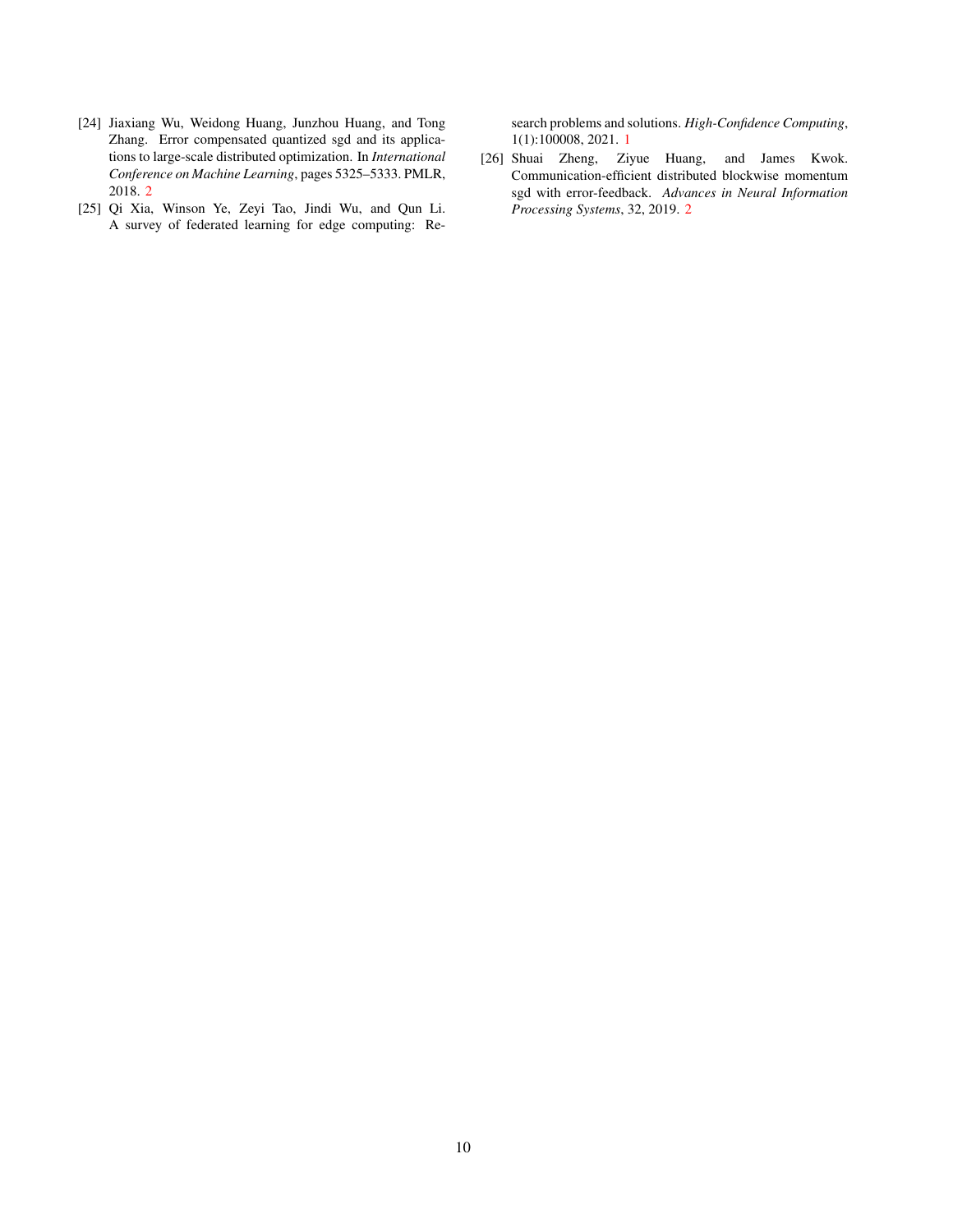[24] Jiaxiang Wu, Weidong Huang, Junzhou Huang, and Tong Zhang. Error compensated quantized sgd and its applications to large-scale distributed optimization. In *International Conference on Machine Learning*, pages 5325–5333. PMLR, 2018. 2

[25] Qi Xia, Winson Ye, Zeyi Tao, Jindi Wu, and Qun Li. A survey of federated learning for edge computing: Research problems and solutions. *High-Confidence Computing*, 1(1):100008, 2021. 1

[26] Shuai Zheng, Ziyue Huang, and James Kwok. Communication-efficient distributed blockwise momentum sgd with error-feedback. *Advances in Neural Information Processing Systems*, 32, 2019. 2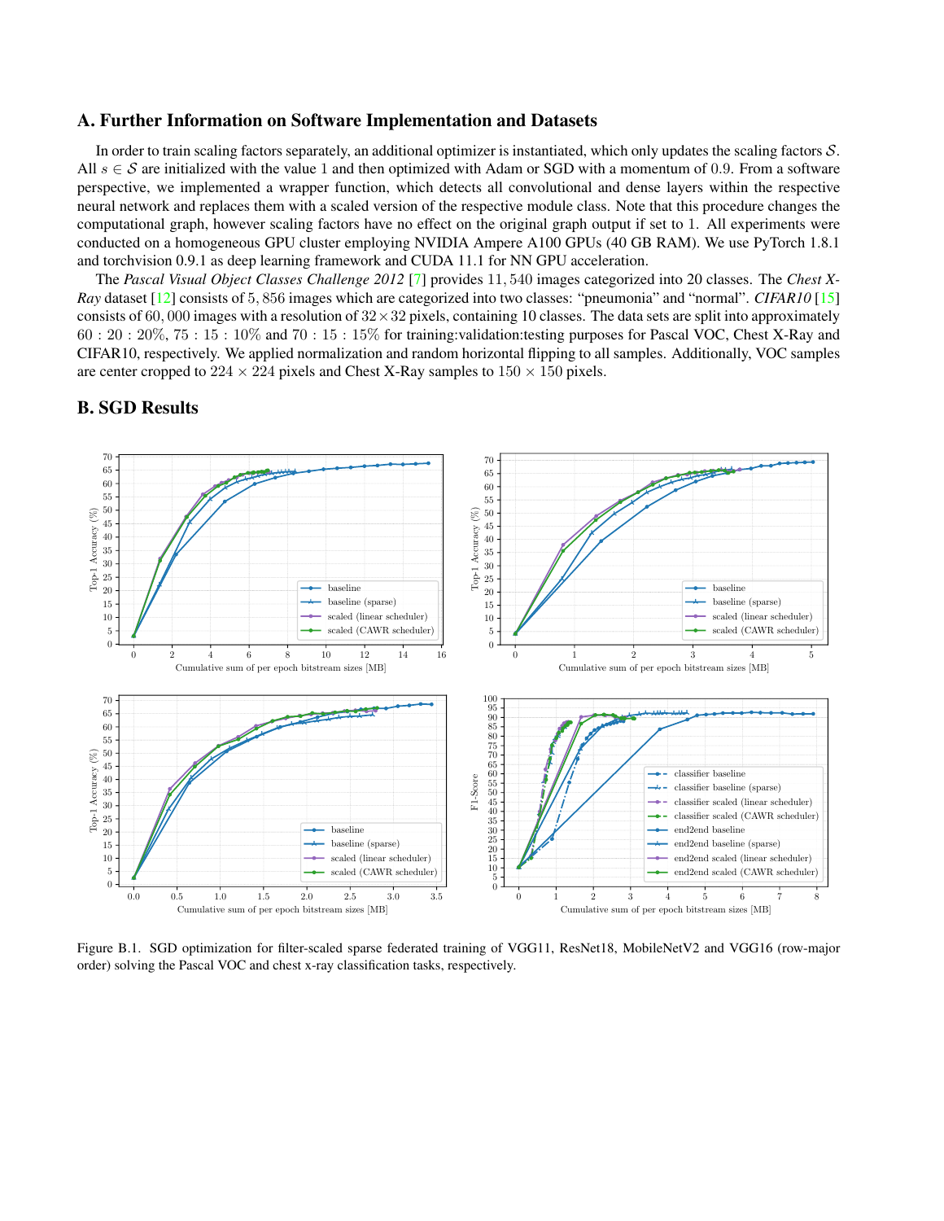## A. Further Information on Software Implementation and Datasets

In order to train scaling factors separately, an additional optimizer is instantiated, which only updates the scaling factors $\mathcal{S}$. All $s \in \mathcal{S}$ are initialized with the value 1 and then optimized with Adam or SGD with a momentum of 0.9. From a software perspective, we implemented a wrapper function, which detects all convolutional and dense layers within the respective neural network and replaces them with a scaled version of the respective module class. Note that this procedure changes the computational graph, however scaling factors have no effect on the original graph output if set to 1. All experiments were conducted on a homogeneous GPU cluster employing NVIDIA Ampere A100 GPUs (40 GB RAM). We use PyTorch 1.8.1 and torchvision 0.9.1 as deep learning framework and CUDA 11.1 for NN GPU acceleration.

The *Pascal Visual Object Classes Challenge 2012* [7] provides 11, 540 images categorized into 20 classes. The *Chest X-Ray* dataset [12] consists of 5, 856 images which are categorized into two classes: "pneumonia" and "normal". *CIFAR10* [15] consists of 60, 000 images with a resolution of $32 \times 32$ pixels, containing 10 classes. The data sets are split into approximately $60 : 20 : 20\%$, $75 : 15 : 10\%$ and $70 : 15 : 15\%$ for training:validation:testing purposes for Pascal VOC, Chest X-Ray and CIFAR10, respectively. We applied normalization and random horizontal flipping to all samples. Additionally, VOC samples are center cropped to $224 \times 224$ pixels and Chest X-Ray samples to $150 \times 150$ pixels.

## B. SGD Results

Figure B.1. SGD optimization for filter-scaled sparse federated training of VGG11, ResNet18, MobileNetV2 and VGG16 (row-major order) solving the Pascal VOC and chest x-ray classification tasks, respectively.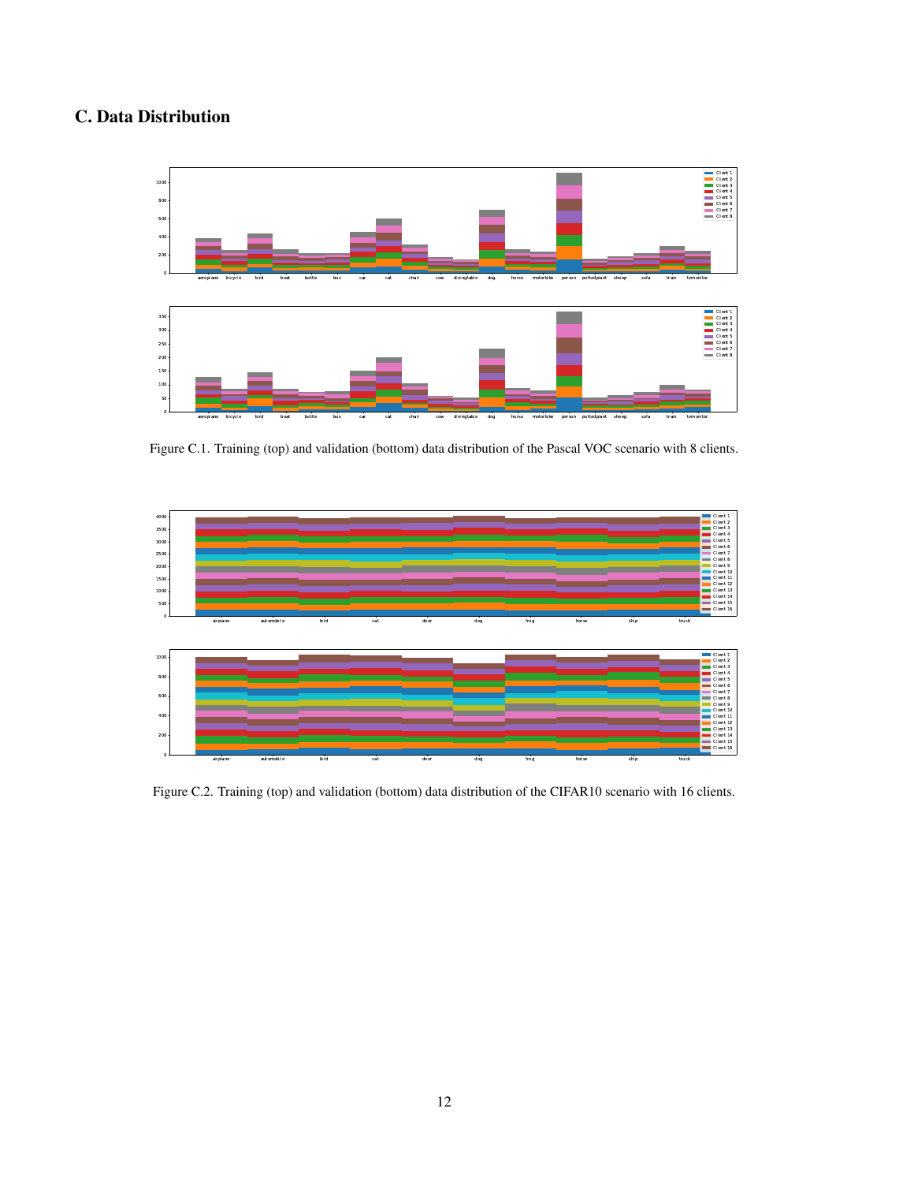## C. Data Distribution

0
200
400
600
800
1000

aeroplane bicycle bird boat bottle bus car cat chair cow diningtable dog horse motorbike person pottedplant sheep sofa train tvmonitor

Client 1
Client 2
Client 3
Client 4
Client 5
Client 6
Client 7
Client 8

0
50
100
150
200
250
300
350

aeroplane bicycle bird boat bottle bus car cat chair cow diningtable dog horse motorbike person pottedplant sheep sofa train tvmonitor

Client 1
Client 2
Client 3
Client 4
Client 5
Client 6
Client 7
Client 8

Figure C.1. Training (top) and validation (bottom) data distribution of the Pascal VOC scenario with 8 clients.

0
500
1000
1500
2000
2500
3000
3500
4000

airplane automobile bird cat deer dog frog horse ship truck

Client 1
Client 2
Client 3
Client 4
Client 5
Client 6
Client 7
Client 8
Client 9
Client 10
Client 11
Client 12
Client 13
Client 14
Client 15
Client 16

0
200
400
600
800
1000

airplane automobile bird cat deer dog frog horse ship truck

Client 1
Client 2
Client 3
Client 4
Client 5
Client 6
Client 7
Client 8
Client 9
Client 10
Client 11
Client 12
Client 13
Client 14
Client 15
Client 16

Figure C.2. Training (top) and validation (bottom) data distribution of the CIFAR10 scenario with 16 clients.